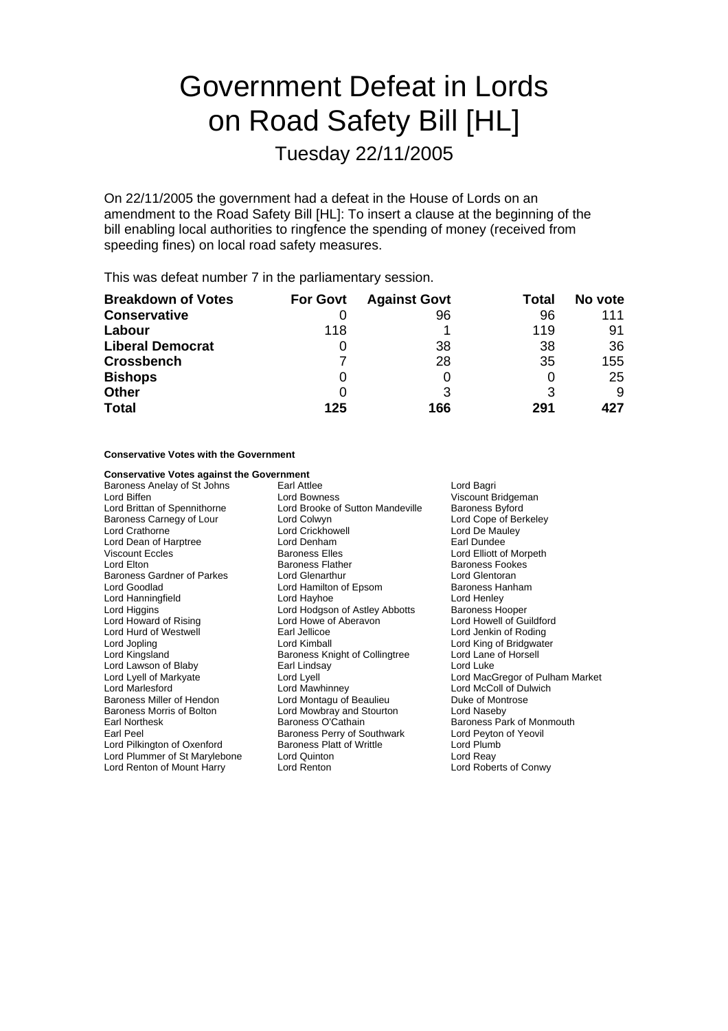# Government Defeat in Lords on Road Safety Bill [HL]

## Tuesday 22/11/2005

On 22/11/2005 the government had a defeat in the House of Lords on an amendment to the Road Safety Bill [HL]: To insert a clause at the beginning of the bill enabling local authorities to ringfence the spending of money (received from speeding fines) on local road safety measures.

This was defeat number 7 in the parliamentary session.

| Breakdown of Votes | For Govt | Against Govt | Total | No vote |
|---|---|---|---|---|
| **Conservative** | 0 | 96 | 96 | 111 |
| **Labour** | 118 | 1 | 119 | 91 |
| **Liberal Democrat** | 0 | 38 | 38 | 36 |
| **Crossbench** | 7 | 28 | 35 | 155 |
| **Bishops** | 0 | 0 | 0 | 25 |
| **Other** | 0 | 3 | 3 | 9 |
| **Total** | **125** | **166** | **291** | **427** |

**Conservative Votes with the Government**

**Conservative Votes against the Government**

Baroness Anelay of St Johns
Earl Attlee
Lord Bagri
Lord Biffen
Lord Bowness
Viscount Bridgeman
Lord Brittan of Spennithorne
Lord Brooke of Sutton Mandeville
Baroness Byford
Baroness Carnegy of Lour
Lord Colwyn
Lord Cope of Berkeley
Lord Crathorne
Lord Crickhowell
Lord De Mauley
Lord Dean of Harptree
Lord Denham
Earl Dundee
Viscount Eccles
Baroness Elles
Lord Elliott of Morpeth
Lord Elton
Baroness Flather
Baroness Fookes
Baroness Gardner of Parkes
Lord Glenarthur
Lord Glentoran
Lord Goodlad
Lord Hamilton of Epsom
Baroness Hanham
Lord Hanningfield
Lord Hayhoe
Lord Henley
Lord Higgins
Lord Hodgson of Astley Abbotts
Baroness Hooper
Lord Howard of Rising
Lord Howe of Aberavon
Lord Howell of Guildford
Lord Hurd of Westwell
Earl Jellicoe
Lord Jenkin of Roding
Lord Jopling
Lord Kimball
Lord King of Bridgwater
Lord Kingsland
Baroness Knight of Collingtree
Lord Lane of Horsell
Lord Lawson of Blaby
Earl Lindsay
Lord Luke
Lord Lyell of Markyate
Lord Lyell
Lord MacGregor of Pulham Market
Lord Marlesford
Lord Mawhinney
Lord McColl of Dulwich
Baroness Miller of Hendon
Lord Montagu of Beaulieu
Duke of Montrose
Baroness Morris of Bolton
Lord Mowbray and Stourton
Lord Naseby
Earl Northesk
Baroness O'Cathain
Baroness Park of Monmouth
Earl Peel
Baroness Perry of Southwark
Lord Peyton of Yeovil
Lord Pilkington of Oxenford
Baroness Platt of Writtle
Lord Plumb
Lord Plummer of St Marylebone
Lord Quinton
Lord Reay
Lord Renton of Mount Harry
Lord Renton
Lord Roberts of Conwy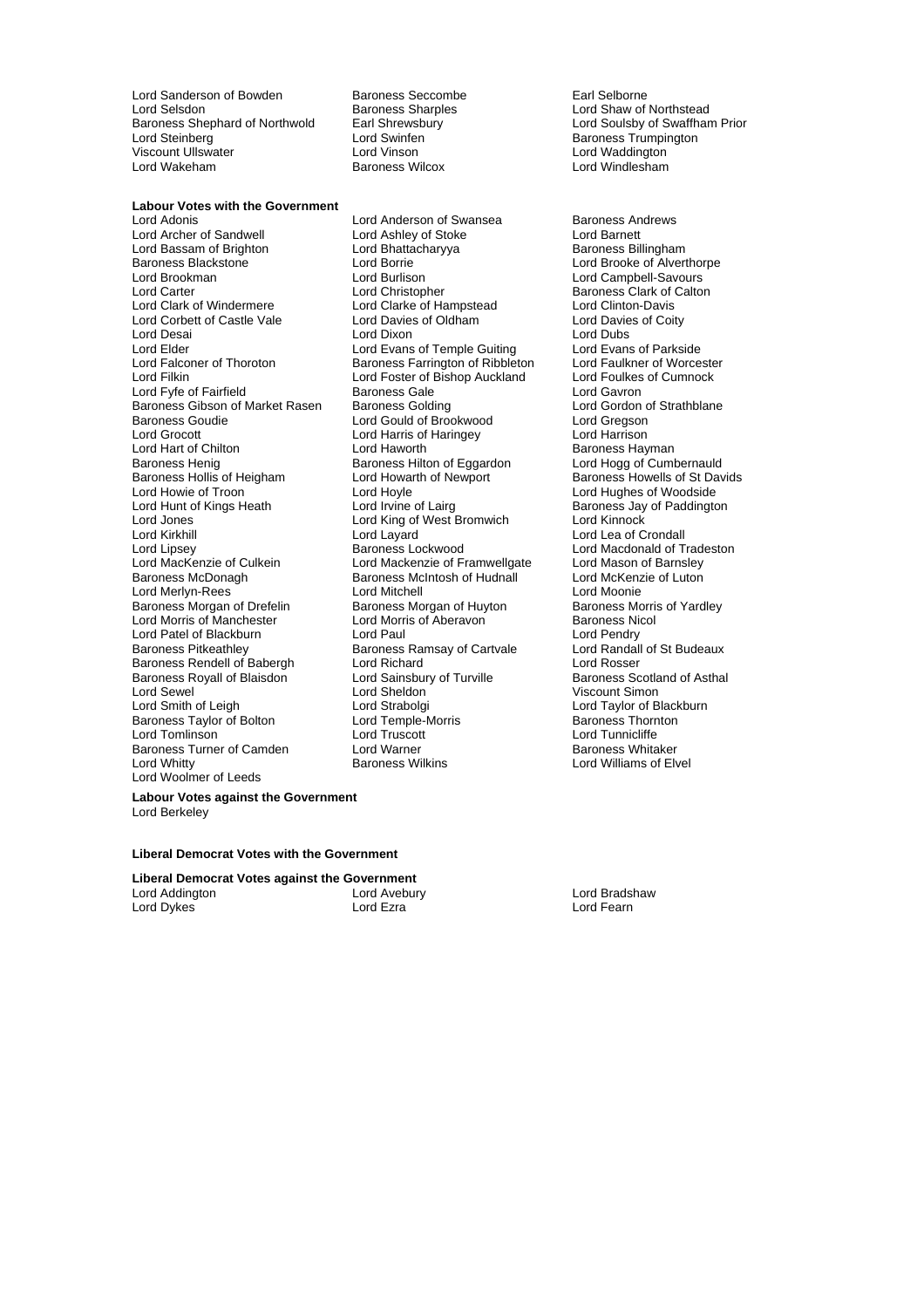Lord Sanderson of Bowden
Baroness Seccombe
Earl Selborne
Lord Selsdon
Baroness Sharples
Lord Shaw of Northstead
Baroness Shephard of Northwold
Earl Shrewsbury
Lord Soulsby of Swaffham Prior
Lord Steinberg
Lord Swinfen
Baroness Trumpington
Viscount Ullswater
Lord Vinson
Lord Waddington
Lord Wakeham
Baroness Wilcox
Lord Windlesham

**Labour Votes with the Government**

Lord Adonis
Lord Anderson of Swansea
Baroness Andrews
Lord Archer of Sandwell
Lord Ashley of Stoke
Lord Barnett
Lord Bassam of Brighton
Lord Bhattacharyya
Baroness Billingham
Baroness Blackstone
Lord Borrie
Lord Brooke of Alverthorpe
Lord Brookman
Lord Burlison
Lord Campbell-Savours
Lord Carter
Lord Christopher
Baroness Clark of Calton
Lord Clark of Windermere
Lord Clarke of Hampstead
Lord Clinton-Davis
Lord Corbett of Castle Vale
Lord Davies of Oldham
Lord Davies of Coity
Lord Desai
Lord Dixon
Lord Dubs
Lord Elder
Lord Evans of Temple Guiting
Lord Evans of Parkside
Lord Falconer of Thoroton
Baroness Farrington of Ribbleton
Lord Faulkner of Worcester
Lord Filkin
Lord Foster of Bishop Auckland
Lord Foulkes of Cumnock
Lord Fyfe of Fairfield
Baroness Gale
Lord Gavron
Baroness Gibson of Market Rasen
Baroness Golding
Lord Gordon of Strathblane
Baroness Goudie
Lord Gould of Brookwood
Lord Gregson
Lord Grocott
Lord Harris of Haringey
Lord Harrison
Lord Hart of Chilton
Lord Haworth
Baroness Hayman
Baroness Henig
Baroness Hilton of Eggardon
Lord Hogg of Cumbernauld
Baroness Hollis of Heigham
Lord Howarth of Newport
Baroness Howells of St Davids
Lord Howie of Troon
Lord Hoyle
Lord Hughes of Woodside
Lord Hunt of Kings Heath
Lord Irvine of Lairg
Baroness Jay of Paddington
Lord Jones
Lord King of West Bromwich
Lord Kinnock
Lord Kirkhill
Lord Layard
Lord Lea of Crondall
Lord Lipsey
Baroness Lockwood
Lord Macdonald of Tradeston
Lord MacKenzie of Culkein
Lord Mackenzie of Framwellgate
Lord Mason of Barnsley
Baroness McDonagh
Baroness McIntosh of Hudnall
Lord McKenzie of Luton
Lord Merlyn-Rees
Lord Mitchell
Lord Moonie
Baroness Morgan of Drefelin
Baroness Morgan of Huyton
Baroness Morris of Yardley
Lord Morris of Manchester
Lord Morris of Aberavon
Baroness Nicol
Lord Patel of Blackburn
Lord Paul
Lord Pendry
Baroness Pitkeathley
Baroness Ramsay of Cartvale
Lord Randall of St Budeaux
Baroness Rendell of Babergh
Lord Richard
Lord Rosser
Baroness Royall of Blaisdon
Lord Sainsbury of Turville
Baroness Scotland of Asthal
Lord Sewel
Lord Sheldon
Viscount Simon
Lord Smith of Leigh
Lord Strabolgi
Lord Taylor of Blackburn
Baroness Taylor of Bolton
Lord Temple-Morris
Baroness Thornton
Lord Tomlinson
Lord Truscott
Lord Tunnicliffe
Baroness Turner of Camden
Lord Warner
Baroness Whitaker
Lord Whitty
Baroness Wilkins
Lord Williams of Elvel
Lord Woolmer of Leeds

**Labour Votes against the Government**

Lord Berkeley

**Liberal Democrat Votes with the Government**

**Liberal Democrat Votes against the Government**

Lord Addington
Lord Avebury
Lord Bradshaw
Lord Dykes
Lord Ezra
Lord Fearn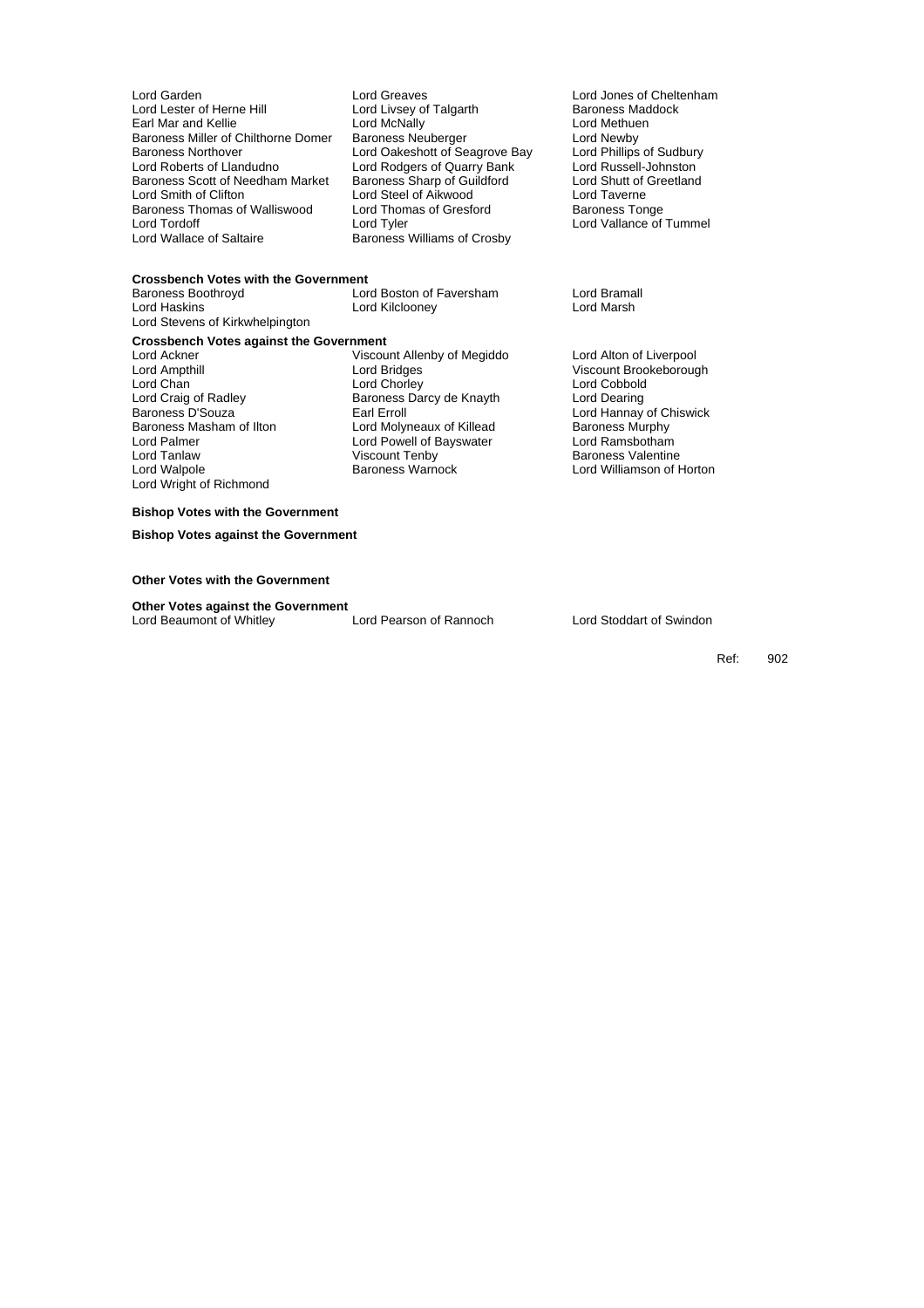Lord Garden
Lord Greaves
Lord Jones of Cheltenham
Lord Lester of Herne Hill
Lord Livsey of Talgarth
Baroness Maddock
Earl Mar and Kellie
Lord McNally
Lord Methuen
Baroness Miller of Chilthorne Domer
Baroness Neuberger
Lord Newby
Baroness Northover
Lord Oakeshott of Seagrove Bay
Lord Phillips of Sudbury
Lord Roberts of Llandudno
Lord Rodgers of Quarry Bank
Lord Russell-Johnston
Baroness Scott of Needham Market
Baroness Sharp of Guildford
Lord Shutt of Greetland
Lord Smith of Clifton
Lord Steel of Aikwood
Lord Taverne
Baroness Thomas of Walliswood
Lord Thomas of Gresford
Baroness Tonge
Lord Tordoff
Lord Tyler
Lord Vallance of Tummel
Lord Wallace of Saltaire
Baroness Williams of Crosby

**Crossbench Votes with the Government**

Baroness Boothroyd
Lord Boston of Faversham
Lord Bramall
Lord Haskins
Lord Kilclooney
Lord Marsh
Lord Stevens of Kirkwhelpington

**Crossbench Votes against the Government**

Lord Ackner
Viscount Allenby of Megiddo
Lord Alton of Liverpool
Lord Ampthill
Lord Bridges
Viscount Brookeborough
Lord Chan
Lord Chorley
Lord Cobbold
Lord Craig of Radley
Baroness Darcy de Knayth
Lord Dearing
Baroness D'Souza
Earl Erroll
Lord Hannay of Chiswick
Baroness Masham of Ilton
Lord Molyneaux of Killead
Baroness Murphy
Lord Palmer
Lord Powell of Bayswater
Lord Ramsbotham
Lord Tanlaw
Viscount Tenby
Baroness Valentine
Lord Walpole
Baroness Warnock
Lord Williamson of Horton
Lord Wright of Richmond

**Bishop Votes with the Government**

**Bishop Votes against the Government**

**Other Votes with the Government**

**Other Votes against the Government**

Lord Beaumont of Whitley
Lord Pearson of Rannoch
Lord Stoddart of Swindon

Ref: 902